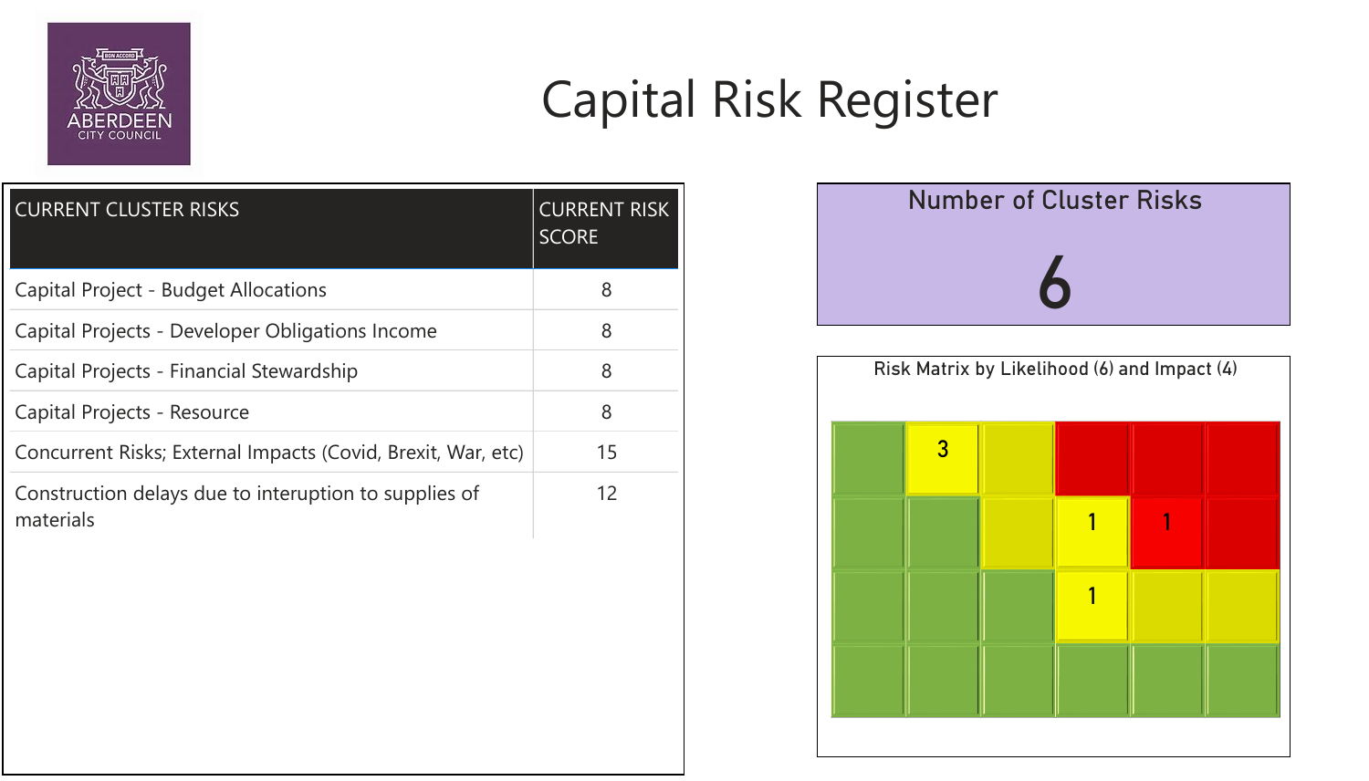# Capital Risk Register

ABERDEEN CITY COUNCIL

| CURRENT CLUSTER RISKS | CURRENT RISK SCORE |
| --- | --- |
| Capital Project - Budget Allocations | 8 |
| Capital Projects - Developer Obligations Income | 8 |
| Capital Projects - Financial Stewardship | 8 |
| Capital Projects - Resource | 8 |
| Concurrent Risks; External Impacts (Covid, Brexit, War, etc) | 15 |
| Construction delays due to interuption to supplies of materials | 12 |

**Number of Cluster Risks**

**6**

**Risk Matrix by Likelihood (6) and Impact (4)**

|  |  |  |  |  |  |
| --- | --- | --- | --- | --- | --- |
|  | 3 |  |  |  |  |
|  |  |  | 1 | 1 |  |
|  |  |  | 1 |  |  |
|  |  |  |  |  |  |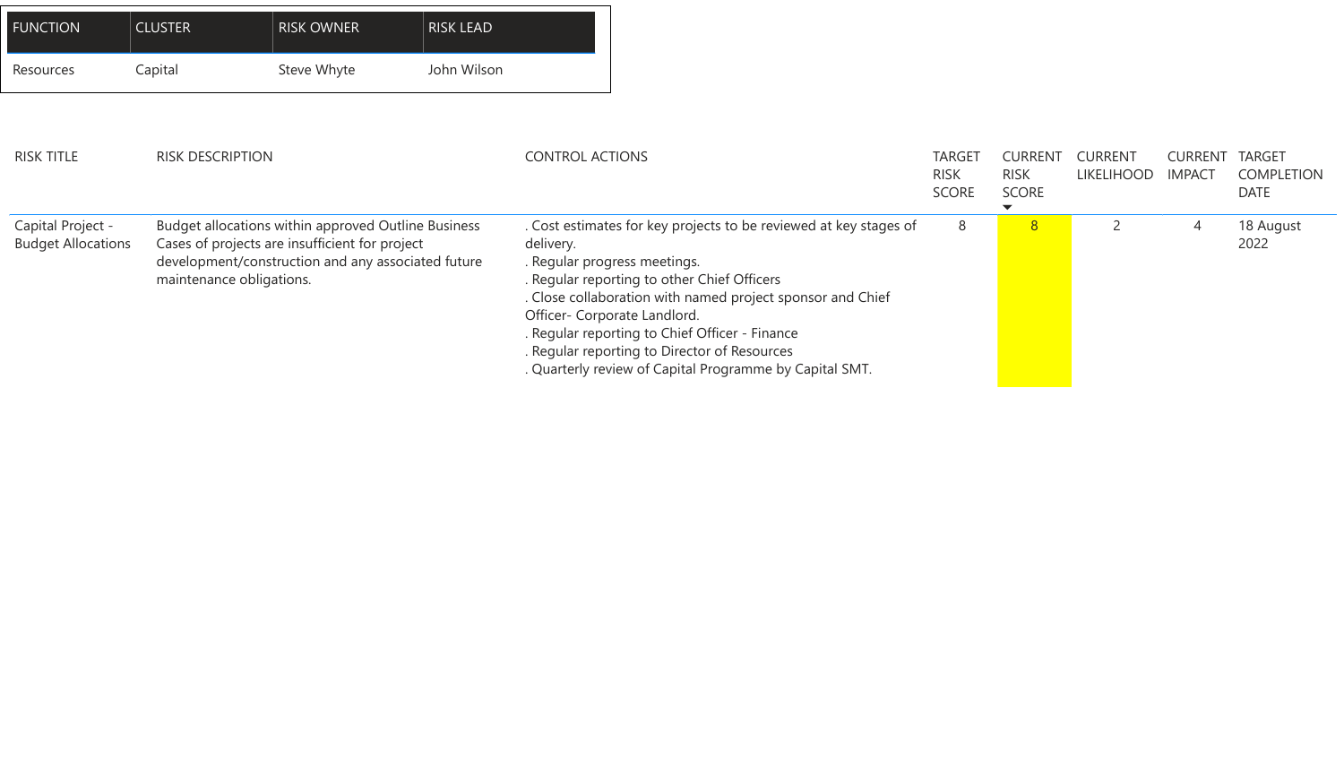| FUNCTION | CLUSTER | RISK OWNER | RISK LEAD |
|---|---|---|---|
| Resources | Capital | Steve Whyte | John Wilson |

| RISK TITLE | RISK DESCRIPTION | CONTROL ACTIONS | TARGET RISK SCORE | CURRENT RISK SCORE | CURRENT LIKELIHOOD | CURRENT IMPACT | TARGET COMPLETION DATE |
|---|---|---|---|---|---|---|---|
| Capital Project - Budget Allocations | Budget allocations within approved Outline Business Cases of projects are insufficient for project development/construction and any associated future maintenance obligations. | . Cost estimates for key projects to be reviewed at key stages of delivery.<br>. Regular progress meetings.<br>. Regular reporting to other Chief Officers<br>. Close collaboration with named project sponsor and Chief Officer- Corporate Landlord.<br>. Regular reporting to Chief Officer - Finance<br>. Regular reporting to Director of Resources<br>. Quarterly review of Capital Programme by Capital SMT. | 8 | 8 | 2 | 4 | 18 August 2022 |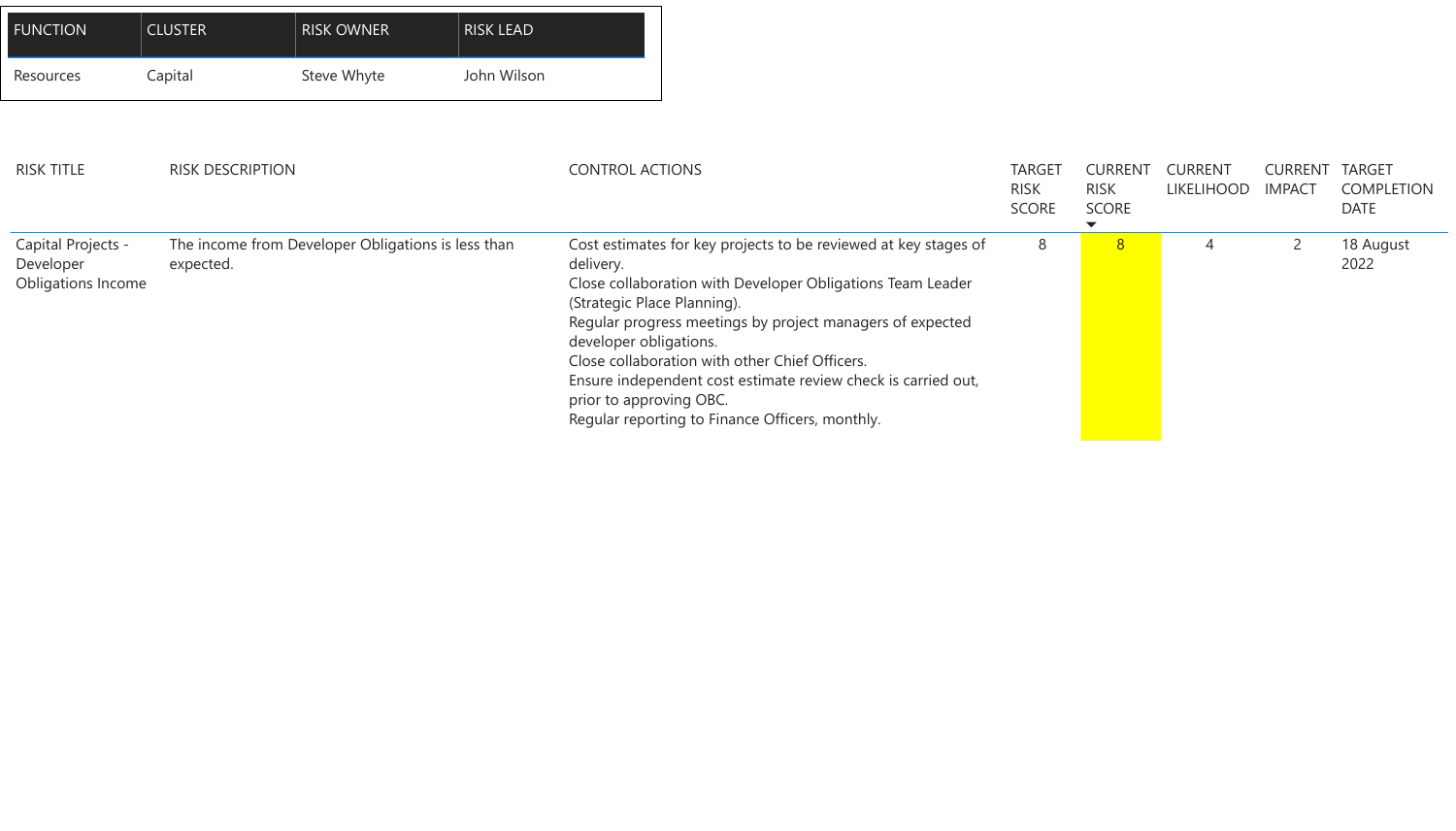| FUNCTION | CLUSTER | RISK OWNER | RISK LEAD |
|---|---|---|---|
| Resources | Capital | Steve Whyte | John Wilson |

| RISK TITLE | RISK DESCRIPTION | CONTROL ACTIONS | TARGET RISK SCORE | CURRENT RISK SCORE | CURRENT LIKELIHOOD | CURRENT IMPACT | TARGET COMPLETION DATE |
|---|---|---|---|---|---|---|---|
| Capital Projects - Developer Obligations Income | The income from Developer Obligations is less than expected. | Cost estimates for key projects to be reviewed at key stages of delivery.<br>Close collaboration with Developer Obligations Team Leader (Strategic Place Planning).<br>Regular progress meetings by project managers of expected developer obligations.<br>Close collaboration with other Chief Officers.<br>Ensure independent cost estimate review check is carried out, prior to approving OBC.<br>Regular reporting to Finance Officers, monthly. | 8 | 8 | 4 | 2 | 18 August 2022 |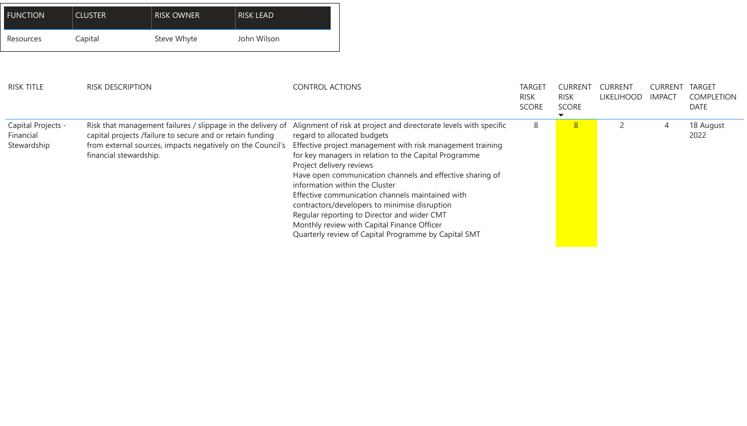| FUNCTION | CLUSTER | RISK OWNER | RISK LEAD |
| --- | --- | --- | --- |
| Resources | Capital | Steve Whyte | John Wilson |

| RISK TITLE | RISK DESCRIPTION | CONTROL ACTIONS | TARGET RISK SCORE | CURRENT RISK SCORE | CURRENT LIKELIHOOD | CURRENT IMPACT | TARGET COMPLETION DATE |
| --- | --- | --- | --- | --- | --- | --- | --- |
| Capital Projects - Financial Stewardship | Risk that management failures / slippage in the delivery of capital projects /failure to secure and or retain funding from external sources, impacts negatively on the Council's financial stewardship. | Alignment of risk at project and directorate levels with specific regard to allocated budgets<br>Effective project management with risk management training for key managers in relation to the Capital Programme<br>Project delivery reviews<br>Have open communication channels and effective sharing of information within the Cluster<br>Effective communication channels maintained with contractors/developers to minimise disruption<br>Regular reporting to Director and wider CMT<br>Monthly review with Capital Finance Officer<br>Quarterly review of Capital Programme by Capital SMT | 8 | 8 | 2 | 4 | 18 August 2022 |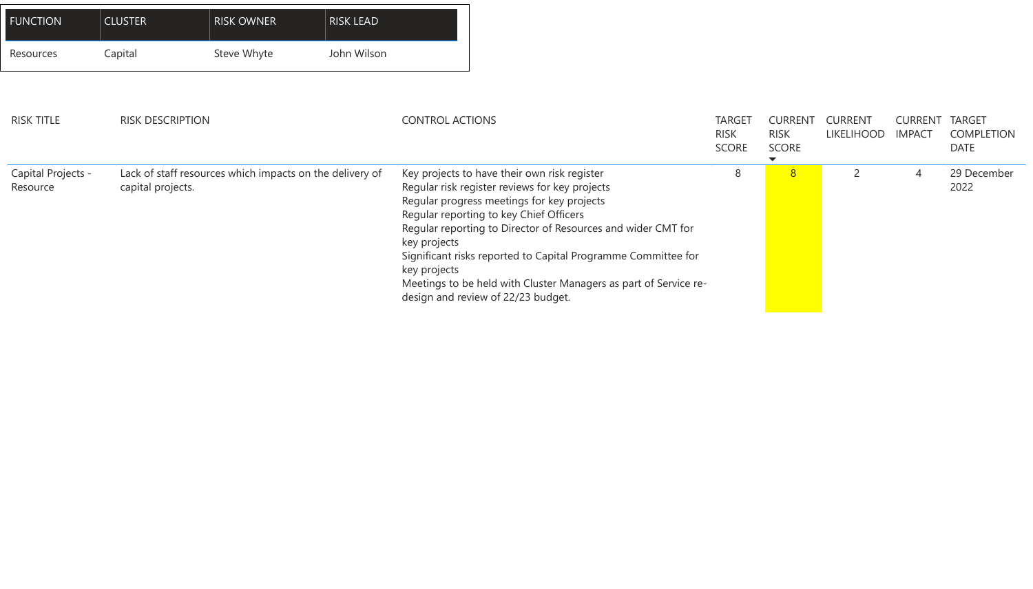| FUNCTION | CLUSTER | RISK OWNER | RISK LEAD |
| --- | --- | --- | --- |
| Resources | Capital | Steve Whyte | John Wilson |

| RISK TITLE | RISK DESCRIPTION | CONTROL ACTIONS | TARGET RISK SCORE | CURRENT RISK SCORE | CURRENT LIKELIHOOD | CURRENT IMPACT | TARGET COMPLETION DATE |
| --- | --- | --- | --- | --- | --- | --- | --- |
| Capital Projects - Resource | Lack of staff resources which impacts on the delivery of capital projects. | Key projects to have their own risk register<br>Regular risk register reviews for key projects<br>Regular progress meetings for key projects<br>Regular reporting to key Chief Officers<br>Regular reporting to Director of Resources and wider CMT for key projects<br>Significant risks reported to Capital Programme Committee for key projects<br>Meetings to be held with Cluster Managers as part of Service re-design and review of 22/23 budget. | 8 | 8 | 2 | 4 | 29 December 2022 |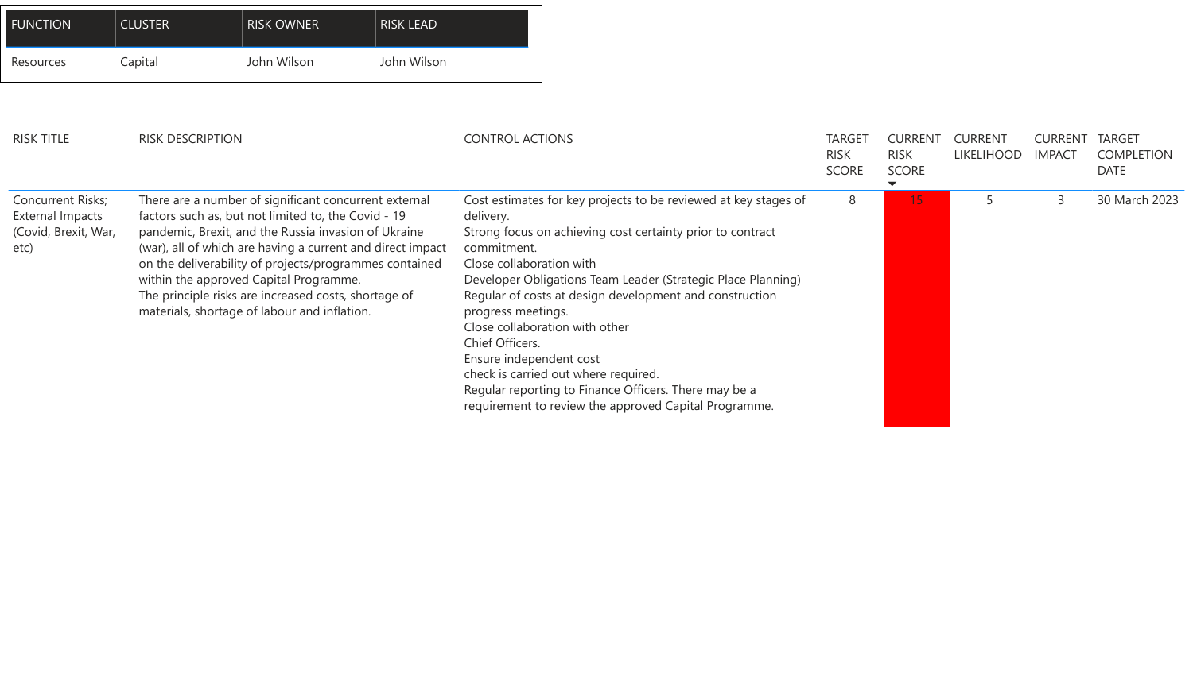| FUNCTION | CLUSTER | RISK OWNER | RISK LEAD |
|---|---|---|---|
| Resources | Capital | John Wilson | John Wilson |

| RISK TITLE | RISK DESCRIPTION | CONTROL ACTIONS | TARGET RISK SCORE | CURRENT RISK SCORE | CURRENT LIKELIHOOD | CURRENT IMPACT | TARGET COMPLETION DATE |
|---|---|---|---|---|---|---|---|
| Concurrent Risks; External Impacts (Covid, Brexit, War, etc) | There are a number of significant concurrent external factors such as, but not limited to, the Covid - 19 pandemic, Brexit, and the Russia invasion of Ukraine (war), all of which are having a current and direct impact on the deliverability of projects/programmes contained within the approved Capital Programme.<br>The principle risks are increased costs, shortage of materials, shortage of labour and inflation. | Cost estimates for key projects to be reviewed at key stages of delivery.<br>Strong focus on achieving cost certainty prior to contract commitment.<br>Close collaboration with<br>Developer Obligations Team Leader (Strategic Place Planning)<br>Regular of costs at design development and construction progress meetings.<br>Close collaboration with other<br>Chief Officers.<br>Ensure independent cost<br>check is carried out where required.<br>Regular reporting to Finance Officers. There may be a requirement to review the approved Capital Programme. | 8 | 15 | 5 | 3 | 30 March 2023 |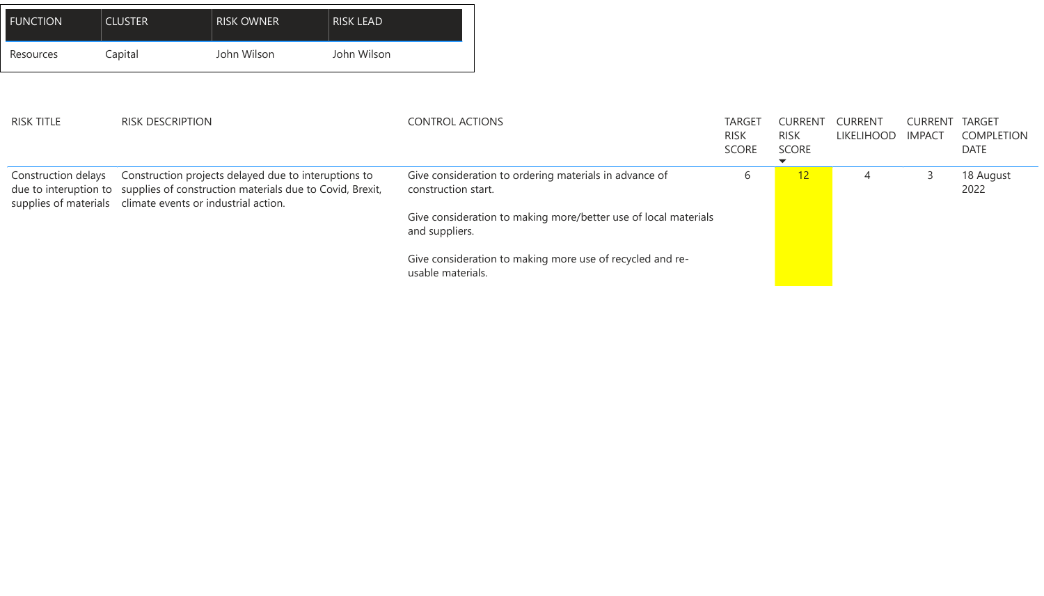| FUNCTION | CLUSTER | RISK OWNER | RISK LEAD |
|---|---|---|---|
| Resources | Capital | John Wilson | John Wilson |

| RISK TITLE | RISK DESCRIPTION | CONTROL ACTIONS | TARGET RISK SCORE | CURRENT RISK SCORE | CURRENT LIKELIHOOD | CURRENT IMPACT | TARGET COMPLETION DATE |
|---|---|---|---|---|---|---|---|
| Construction delays due to interuption to supplies of materials | Construction projects delayed due to interuptions to supplies of construction materials due to Covid, Brexit, climate events or industrial action. | Give consideration to ordering materials in advance of construction start. Give consideration to making more/better use of local materials and suppliers. Give consideration to making more use of recycled and re-usable materials. | 6 | 12 | 4 | 3 | 18 August 2022 |